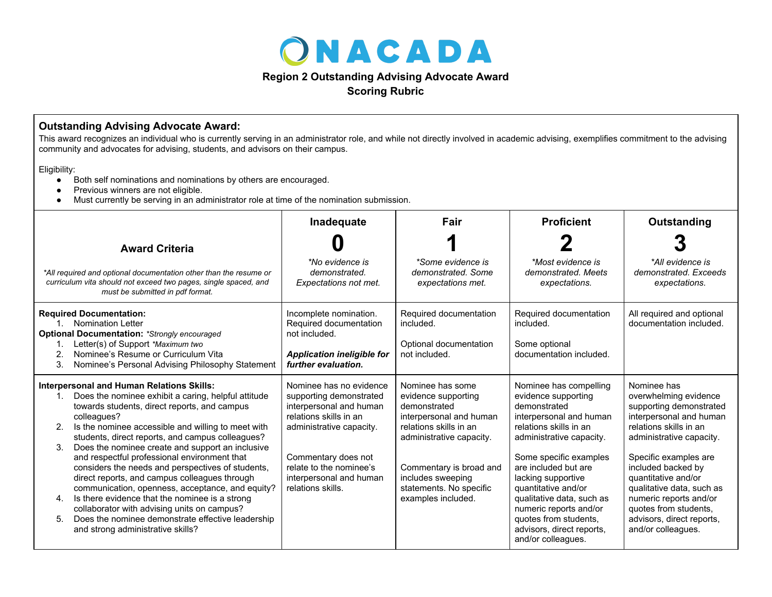# NACADA

**Region 2 Outstanding Advising Advocate Award**
**Scoring Rubric**

## Outstanding Advising Advocate Award:

This award recognizes an individual who is currently serving in an administrator role, and while not directly involved in academic advising, exemplifies commitment to the advising community and advocates for advising, students, and advisors on their campus.

Eligibility:

- Both self nominations and nominations by others are encouraged.
- Previous winners are not eligible.
- Must currently be serving in an administrator role at time of the nomination submission.

| **Award Criteria**<br><br>*\*All required and optional documentation other than the resume or curriculum vita should not exceed two pages, single spaced, and must be submitted in pdf format.* | **Inadequate**<br>**0**<br>*\*No evidence is demonstrated. Expectations not met.* | **Fair**<br>**1**<br>*\*Some evidence is demonstrated. Some expectations met.* | **Proficient**<br>**2**<br>*\*Most evidence is demonstrated. Meets expectations.* | **Outstanding**<br>**3**<br>*\*All evidence is demonstrated. Exceeds expectations.* |
|---|---|---|---|---|
| **Required Documentation:**<br>1. Nomination Letter<br>**Optional Documentation:** *\*Strongly encouraged*<br>1. Letter(s) of Support *\*Maximum two*<br>2. Nominee's Resume or Curriculum Vita<br>3. Nominee's Personal Advising Philosophy Statement | Incomplete nomination. Required documentation not included.<br><br>***Application ineligible for further evaluation.*** | Required documentation included.<br><br>Optional documentation not included. | Required documentation included.<br><br>Some optional documentation included. | All required and optional documentation included. |
| **Interpersonal and Human Relations Skills:**<br>1. Does the nominee exhibit a caring, helpful attitude towards students, direct reports, and campus colleagues?<br>2. Is the nominee accessible and willing to meet with students, direct reports, and campus colleagues?<br>3. Does the nominee create and support an inclusive and respectful professional environment that considers the needs and perspectives of students, direct reports, and campus colleagues through communication, openness, acceptance, and equity?<br>4. Is there evidence that the nominee is a strong collaborator with advising units on campus?<br>5. Does the nominee demonstrate effective leadership and strong administrative skills? | Nominee has no evidence supporting demonstrated interpersonal and human relations skills in an administrative capacity.<br><br>Commentary does not relate to the nominee's interpersonal and human relations skills. | Nominee has some evidence supporting demonstrated interpersonal and human relations skills in an administrative capacity.<br><br>Commentary is broad and includes sweeping statements. No specific examples included. | Nominee has compelling evidence supporting demonstrated interpersonal and human relations skills in an administrative capacity.<br><br>Some specific examples are included but are lacking supportive quantitative and/or qualitative data, such as numeric reports and/or quotes from students, advisors, direct reports, and/or colleagues. | Nominee has overwhelming evidence supporting demonstrated interpersonal and human relations skills in an administrative capacity.<br><br>Specific examples are included backed by quantitative and/or qualitative data, such as numeric reports and/or quotes from students, advisors, direct reports, and/or colleagues. |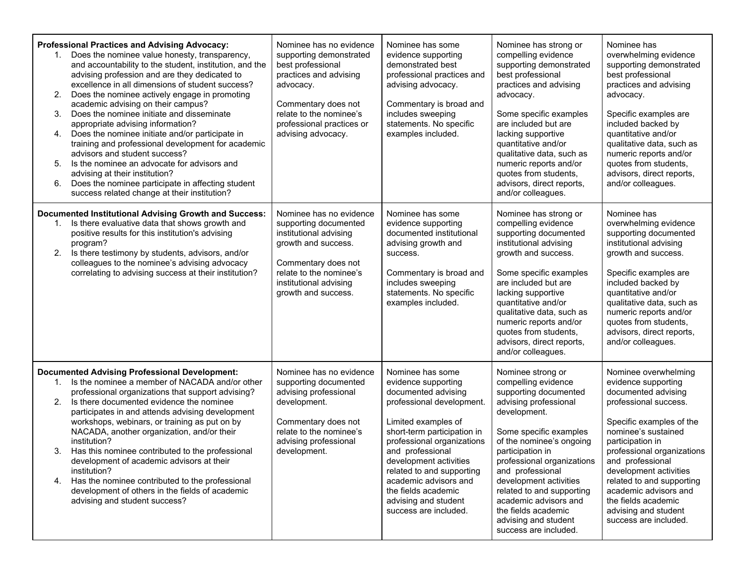| | | | | |
|---|---|---|---|---|
| **Professional Practices and Advising Advocacy:**<br>1. Does the nominee value honesty, transparency, and accountability to the student, institution, and the advising profession and are they dedicated to excellence in all dimensions of student success?<br>2. Does the nominee actively engage in promoting academic advising on their campus?<br>3. Does the nominee initiate and disseminate appropriate advising information?<br>4. Does the nominee initiate and/or participate in training and professional development for academic advisors and student success?<br>5. Is the nominee an advocate for advisors and advising at their institution?<br>6. Does the nominee participate in affecting student success related change at their institution? | Nominee has no evidence supporting demonstrated best professional practices and advising advocacy.<br><br>Commentary does not relate to the nominee's professional practices or advising advocacy. | Nominee has some evidence supporting demonstrated best professional practices and advising advocacy.<br><br>Commentary is broad and includes sweeping statements. No specific examples included. | Nominee has strong or compelling evidence supporting demonstrated best professional practices and advising advocacy.<br><br>Some specific examples are included but are lacking supportive quantitative and/or qualitative data, such as numeric reports and/or quotes from students, advisors, direct reports, and/or colleagues. | Nominee has overwhelming evidence supporting demonstrated best professional practices and advising advocacy.<br><br>Specific examples are included backed by quantitative and/or qualitative data, such as numeric reports and/or quotes from students, advisors, direct reports, and/or colleagues. |
| **Documented Institutional Advising Growth and Success:**<br>1. Is there evaluative data that shows growth and positive results for this institution's advising program?<br>2. Is there testimony by students, advisors, and/or colleagues to the nominee's advising advocacy correlating to advising success at their institution? | Nominee has no evidence supporting documented institutional advising growth and success.<br><br>Commentary does not relate to the nominee's institutional advising growth and success. | Nominee has some evidence supporting documented institutional advising growth and success.<br><br>Commentary is broad and includes sweeping statements. No specific examples included. | Nominee has strong or compelling evidence supporting documented institutional advising growth and success.<br><br>Some specific examples are included but are lacking supportive quantitative and/or qualitative data, such as numeric reports and/or quotes from students, advisors, direct reports, and/or colleagues. | Nominee has overwhelming evidence supporting documented institutional advising growth and success.<br><br>Specific examples are included backed by quantitative and/or qualitative data, such as numeric reports and/or quotes from students, advisors, direct reports, and/or colleagues. |
| **Documented Advising Professional Development:**<br>1. Is the nominee a member of NACADA and/or other professional organizations that support advising?<br>2. Is there documented evidence the nominee participates in and attends advising development workshops, webinars, or training as put on by NACADA, another organization, and/or their institution?<br>3. Has this nominee contributed to the professional development of academic advisors at their institution?<br>4. Has the nominee contributed to the professional development of others in the fields of academic advising and student success? | Nominee has no evidence supporting documented advising professional development.<br><br>Commentary does not relate to the nominee's advising professional development. | Nominee has some evidence supporting documented advising professional development.<br><br>Limited examples of short-term participation in professional organizations and professional development activities related to and supporting academic advisors and the fields academic advising and student success are included. | Nominee strong or compelling evidence supporting documented advising professional development.<br><br>Some specific examples of the nominee's ongoing participation in professional organizations and professional development activities related to and supporting academic advisors and the fields academic advising and student success are included. | Nominee overwhelming evidence supporting documented advising professional success.<br><br>Specific examples of the nominee's sustained participation in professional organizations and professional development activities related to and supporting academic advisors and the fields academic advising and student success are included. |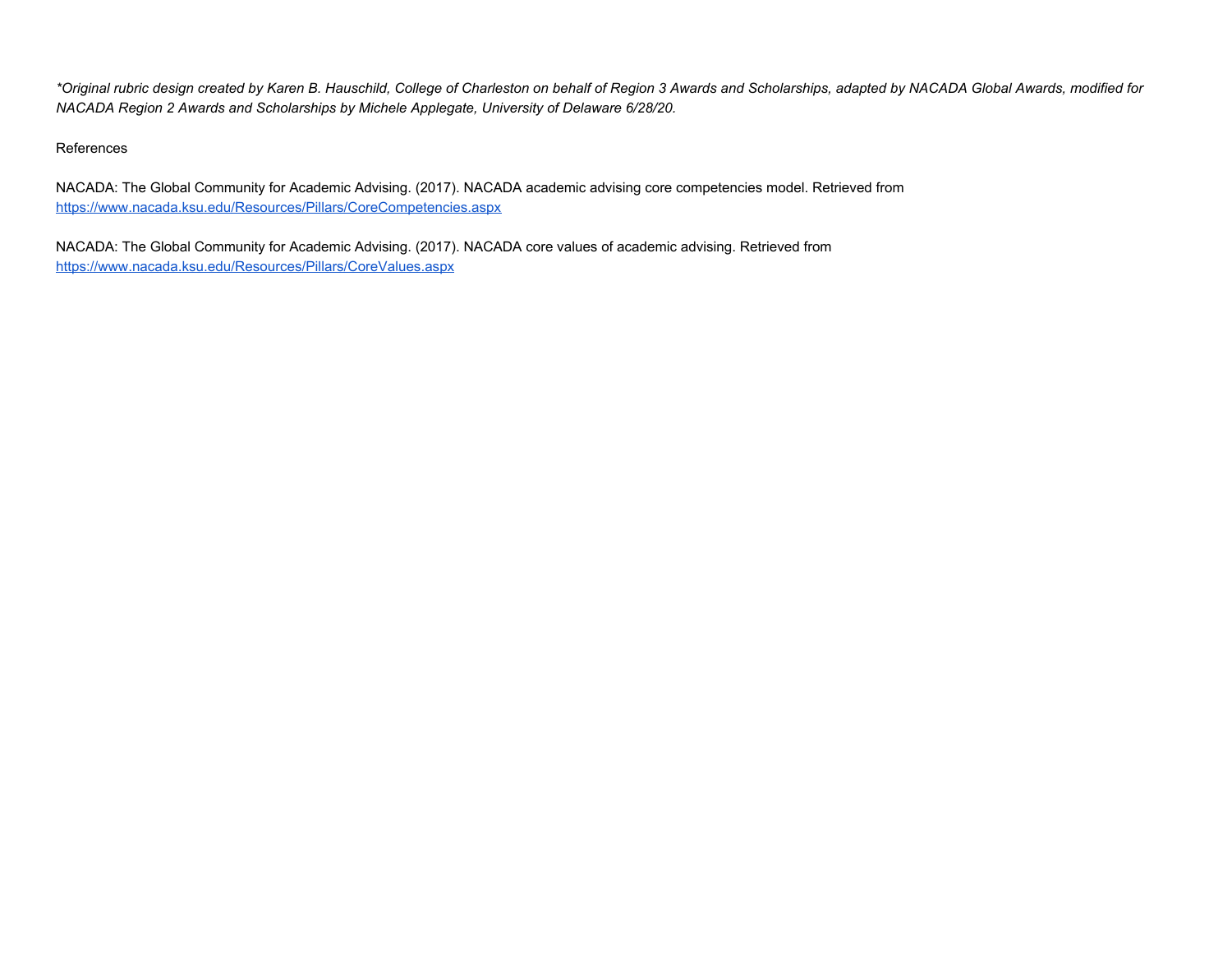*\*Original rubric design created by Karen B. Hauschild, College of Charleston on behalf of Region 3 Awards and Scholarships, adapted by NACADA Global Awards, modified for NACADA Region 2 Awards and Scholarships by Michele Applegate, University of Delaware 6/28/20.*

References

NACADA: The Global Community for Academic Advising. (2017). NACADA academic advising core competencies model. Retrieved from https://www.nacada.ksu.edu/Resources/Pillars/CoreCompetencies.aspx

NACADA: The Global Community for Academic Advising. (2017). NACADA core values of academic advising. Retrieved from https://www.nacada.ksu.edu/Resources/Pillars/CoreValues.aspx